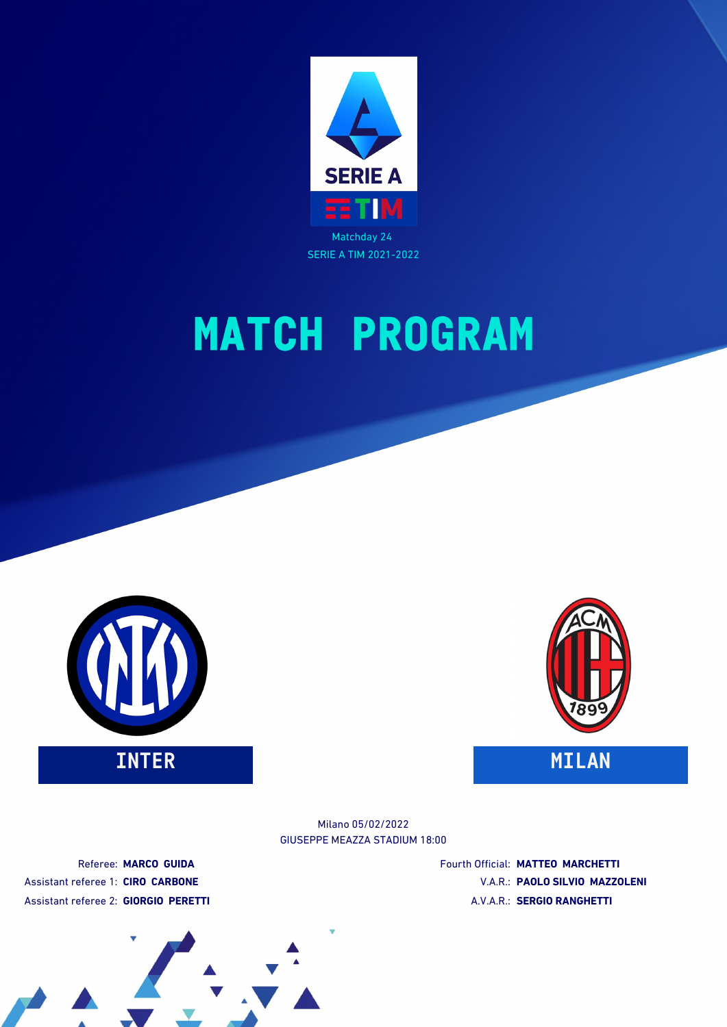SERIE A

TIM

Matchday 24

SERIE A TIM 2021-2022

# MATCH PROGRAM

INTER

MILAN

Milano 05/02/2022

GIUSEPPE MEAZZA STADIUM 18:00

Referee: **MARCO GUIDA**

Assistant referee 1: **CIRO CARBONE**

Assistant referee 2: **GIORGIO PERETTI**

Fourth Official: **MATTEO MARCHETTI**

V.A.R.: **PAOLO SILVIO MAZZOLENI**

A.V.A.R.: **SERGIO RANGHETTI**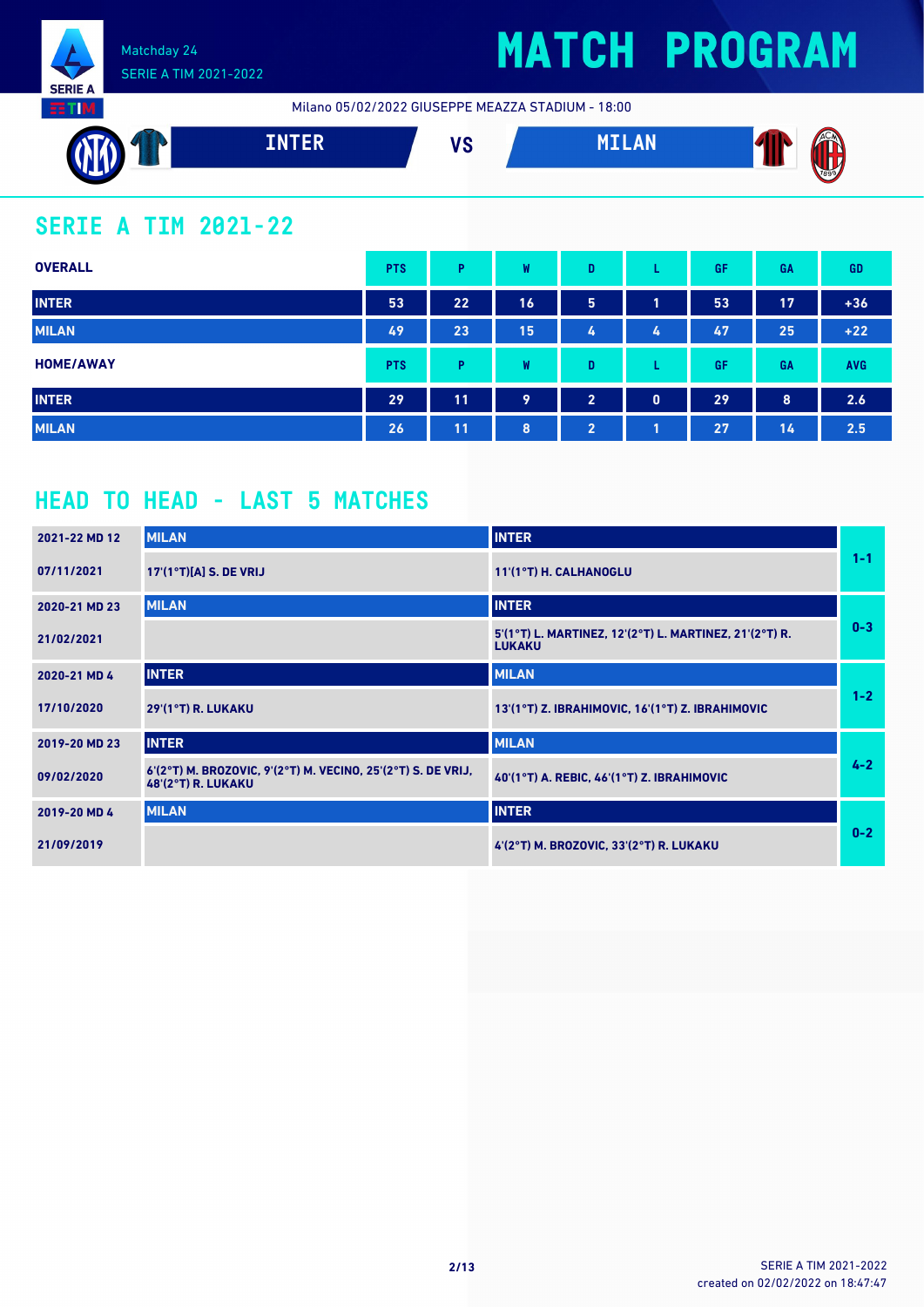Matchday 24
SERIE A TIM 2021-2022

# MATCH PROGRAM

Milano 05/02/2022 GIUSEPPE MEAZZA STADIUM - 18:00

**INTER** VS **MILAN**

## SERIE A TIM 2021-22

| OVERALL | PTS | P | W | D | L | GF | GA | GD |
|---|---|---|---|---|---|---|---|---|
| INTER | 53 | 22 | 16 | 5 | 1 | 53 | 17 | +36 |
| MILAN | 49 | 23 | 15 | 4 | 4 | 47 | 25 | +22 |

| HOME/AWAY | PTS | P | W | D | L | GF | GA | AVG |
|---|---|---|---|---|---|---|---|---|
| INTER | 29 | 11 | 9 | 2 | 0 | 29 | 8 | 2.6 |
| MILAN | 26 | 11 | 8 | 2 | 1 | 27 | 14 | 2.5 |

## HEAD TO HEAD - LAST 5 MATCHES

| Match | Home | Away | Result |
|---|---|---|---|
| 2021-22 MD 12 | MILAN | INTER | 1-1 |
| 07/11/2021 | 17'(1°T)[A] S. DE VRIJ | 11'(1°T) H. CALHANOGLU | |
| 2020-21 MD 23 | MILAN | INTER | 0-3 |
| 21/02/2021 | | 5'(1°T) L. MARTINEZ, 12'(2°T) L. MARTINEZ, 21'(2°T) R. LUKAKU | |
| 2020-21 MD 4 | INTER | MILAN | 1-2 |
| 17/10/2020 | 29'(1°T) R. LUKAKU | 13'(1°T) Z. IBRAHIMOVIC, 16'(1°T) Z. IBRAHIMOVIC | |
| 2019-20 MD 23 | INTER | MILAN | 4-2 |
| 09/02/2020 | 6'(2°T) M. BROZOVIC, 9'(2°T) M. VECINO, 25'(2°T) S. DE VRIJ, 48'(2°T) R. LUKAKU | 40'(1°T) A. REBIC, 46'(1°T) Z. IBRAHIMOVIC | |
| 2019-20 MD 4 | MILAN | INTER | 0-2 |
| 21/09/2019 | | 4'(2°T) M. BROZOVIC, 33'(2°T) R. LUKAKU | |

SERIE A TIM 2021-2022
created on 02/02/2022 on 18:47:47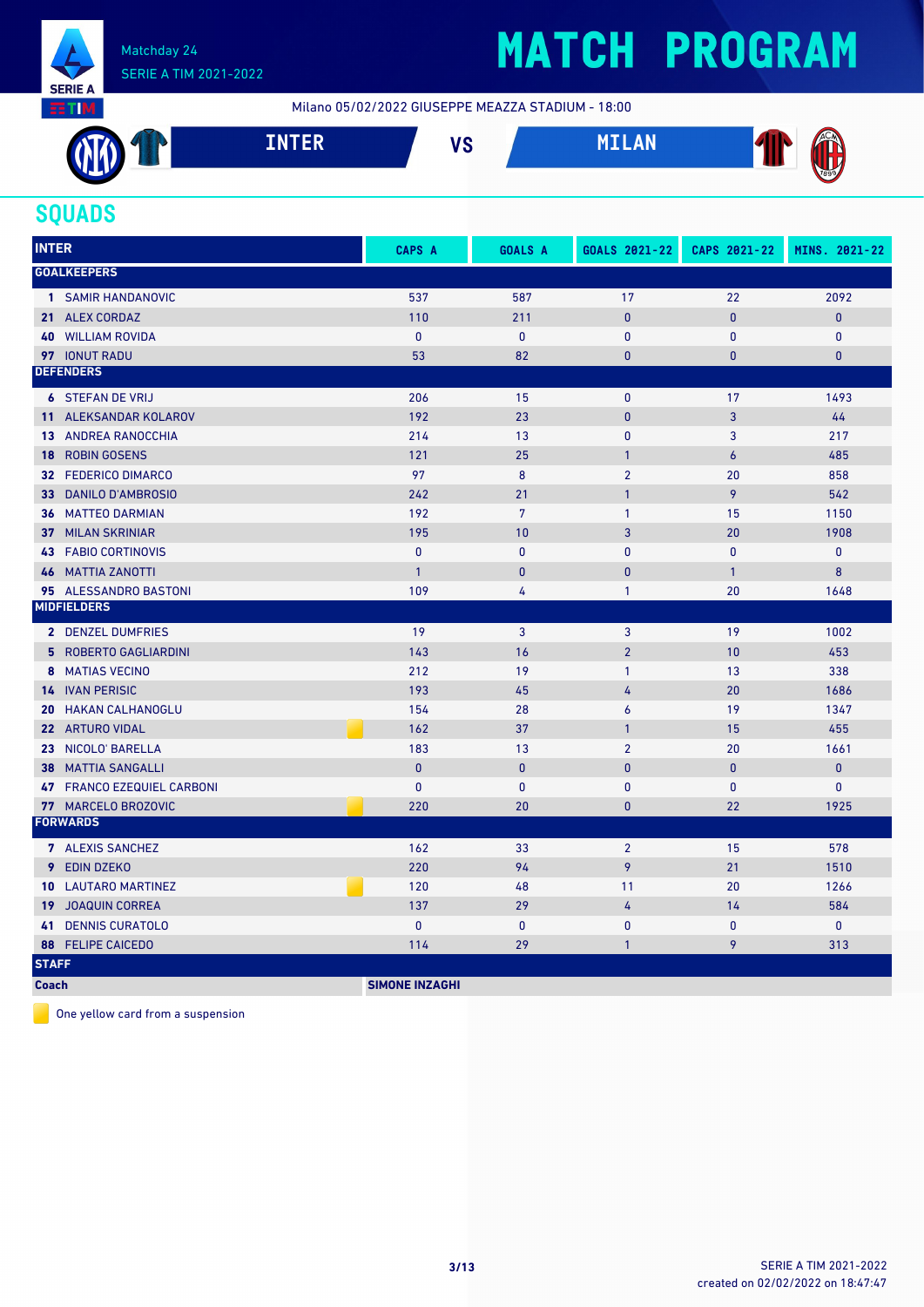Matchday 24

SERIE A TIM 2021-2022

# MATCH PROGRAM

Milano 05/02/2022 GIUSEPPE MEAZZA STADIUM - 18:00

**INTER** VS **MILAN**

## SQUADS

| INTER | CAPS A | GOALS A | GOALS 2021-22 | CAPS 2021-22 | MINS. 2021-22 |
|---|---|---|---|---|---|
| **GOALKEEPERS** | | | | | |
| 1 SAMIR HANDANOVIC | 537 | 587 | 17 | 22 | 2092 |
| 21 ALEX CORDAZ | 110 | 211 | 0 | 0 | 0 |
| 40 WILLIAM ROVIDA | 0 | 0 | 0 | 0 | 0 |
| 97 IONUT RADU | 53 | 82 | 0 | 0 | 0 |
| **DEFENDERS** | | | | | |
| 6 STEFAN DE VRIJ | 206 | 15 | 0 | 17 | 1493 |
| 11 ALEKSANDAR KOLAROV | 192 | 23 | 0 | 3 | 44 |
| 13 ANDREA RANOCCHIA | 214 | 13 | 0 | 3 | 217 |
| 18 ROBIN GOSENS | 121 | 25 | 1 | 6 | 485 |
| 32 FEDERICO DIMARCO | 97 | 8 | 2 | 20 | 858 |
| 33 DANILO D'AMBROSIO | 242 | 21 | 1 | 9 | 542 |
| 36 MATTEO DARMIAN | 192 | 7 | 1 | 15 | 1150 |
| 37 MILAN SKRINIAR | 195 | 10 | 3 | 20 | 1908 |
| 43 FABIO CORTINOVIS | 0 | 0 | 0 | 0 | 0 |
| 46 MATTIA ZANOTTI | 1 | 0 | 0 | 1 | 8 |
| 95 ALESSANDRO BASTONI | 109 | 4 | 1 | 20 | 1648 |
| **MIDFIELDERS** | | | | | |
| 2 DENZEL DUMFRIES | 19 | 3 | 3 | 19 | 1002 |
| 5 ROBERTO GAGLIARDINI | 143 | 16 | 2 | 10 | 453 |
| 8 MATIAS VECINO | 212 | 19 | 1 | 13 | 338 |
| 14 IVAN PERISIC | 193 | 45 | 4 | 20 | 1686 |
| 20 HAKAN CALHANOGLU | 154 | 28 | 6 | 19 | 1347 |
| 22 ARTURO VIDAL 🟨 | 162 | 37 | 1 | 15 | 455 |
| 23 NICOLO' BARELLA | 183 | 13 | 2 | 20 | 1661 |
| 38 MATTIA SANGALLI | 0 | 0 | 0 | 0 | 0 |
| 47 FRANCO EZEQUIEL CARBONI | 0 | 0 | 0 | 0 | 0 |
| 77 MARCELO BROZOVIC 🟨 | 220 | 20 | 0 | 22 | 1925 |
| **FORWARDS** | | | | | |
| 7 ALEXIS SANCHEZ | 162 | 33 | 2 | 15 | 578 |
| 9 EDIN DZEKO | 220 | 94 | 9 | 21 | 1510 |
| 10 LAUTARO MARTINEZ 🟨 | 120 | 48 | 11 | 20 | 1266 |
| 19 JOAQUIN CORREA | 137 | 29 | 4 | 14 | 584 |
| 41 DENNIS CURATOLO | 0 | 0 | 0 | 0 | 0 |
| 88 FELIPE CAICEDO | 114 | 29 | 1 | 9 | 313 |
| **STAFF** | | | | | |
| **Coach** | **SIMONE INZAGHI** | | | | |

🟨 One yellow card from a suspension

SERIE A TIM 2021-2022
created on 02/02/2022 on 18:47:47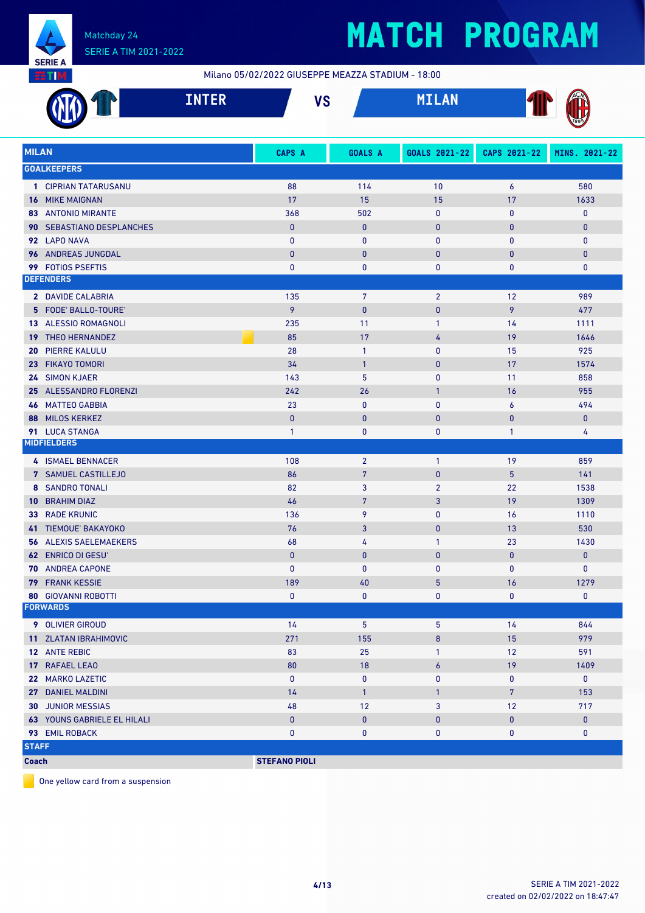# MATCH PROGRAM

Matchday 24
SERIE A TIM 2021-2022

Milano 05/02/2022 GIUSEPPE MEAZZA STADIUM - 18:00

**INTER** VS **MILAN**

| MILAN | CAPS A | GOALS A | GOALS 2021-22 | CAPS 2021-22 | MINS. 2021-22 |
|---|---|---|---|---|---|
| **GOALKEEPERS** | | | | | |
| **1** CIPRIAN TATARUSANU | 88 | 114 | 10 | 6 | 580 |
| **16** MIKE MAIGNAN | 17 | 15 | 15 | 17 | 1633 |
| **83** ANTONIO MIRANTE | 368 | 502 | 0 | 0 | 0 |
| **90** SEBASTIANO DESPLANCHES | 0 | 0 | 0 | 0 | 0 |
| **92** LAPO NAVA | 0 | 0 | 0 | 0 | 0 |
| **96** ANDREAS JUNGDAL | 0 | 0 | 0 | 0 | 0 |
| **99** FOTIOS PSEFTIS | 0 | 0 | 0 | 0 | 0 |
| **DEFENDERS** | | | | | |
| **2** DAVIDE CALABRIA | 135 | 7 | 2 | 12 | 989 |
| **5** FODE' BALLO-TOURE' | 9 | 0 | 0 | 9 | 477 |
| **13** ALESSIO ROMAGNOLI | 235 | 11 | 1 | 14 | 1111 |
| **19** THEO HERNANDEZ (yellow card) | 85 | 17 | 4 | 19 | 1646 |
| **20** PIERRE KALULU | 28 | 1 | 0 | 15 | 925 |
| **23** FIKAYO TOMORI | 34 | 1 | 0 | 17 | 1574 |
| **24** SIMON KJAER | 143 | 5 | 0 | 11 | 858 |
| **25** ALESSANDRO FLORENZI | 242 | 26 | 1 | 16 | 955 |
| **46** MATTEO GABBIA | 23 | 0 | 0 | 6 | 494 |
| **88** MILOS KERKEZ | 0 | 0 | 0 | 0 | 0 |
| **91** LUCA STANGA | 1 | 0 | 0 | 1 | 4 |
| **MIDFIELDERS** | | | | | |
| **4** ISMAEL BENNACER | 108 | 2 | 1 | 19 | 859 |
| **7** SAMUEL CASTILLEJO | 86 | 7 | 0 | 5 | 141 |
| **8** SANDRO TONALI | 82 | 3 | 2 | 22 | 1538 |
| **10** BRAHIM DIAZ | 46 | 7 | 3 | 19 | 1309 |
| **33** RADE KRUNIC | 136 | 9 | 0 | 16 | 1110 |
| **41** TIEMOUE' BAKAYOKO | 76 | 3 | 0 | 13 | 530 |
| **56** ALEXIS SAELEMAEKERS | 68 | 4 | 1 | 23 | 1430 |
| **62** ENRICO DI GESU' | 0 | 0 | 0 | 0 | 0 |
| **70** ANDREA CAPONE | 0 | 0 | 0 | 0 | 0 |
| **79** FRANK KESSIE | 189 | 40 | 5 | 16 | 1279 |
| **80** GIOVANNI ROBOTTI | 0 | 0 | 0 | 0 | 0 |
| **FORWARDS** | | | | | |
| **9** OLIVIER GIROUD | 14 | 5 | 5 | 14 | 844 |
| **11** ZLATAN IBRAHIMOVIC | 271 | 155 | 8 | 15 | 979 |
| **12** ANTE REBIC | 83 | 25 | 1 | 12 | 591 |
| **17** RAFAEL LEAO | 80 | 18 | 6 | 19 | 1409 |
| **22** MARKO LAZETIC | 0 | 0 | 0 | 0 | 0 |
| **27** DANIEL MALDINI | 14 | 1 | 1 | 7 | 153 |
| **30** JUNIOR MESSIAS | 48 | 12 | 3 | 12 | 717 |
| **63** YOUNS GABRIELE EL HILALI | 0 | 0 | 0 | 0 | 0 |
| **93** EMIL ROBACK | 0 | 0 | 0 | 0 | 0 |
| **STAFF** | | | | | |
| **Coach** | **STEFANO PIOLI** | | | | |

One yellow card from a suspension

SERIE A TIM 2021-2022
created on 02/02/2022 on 18:47:47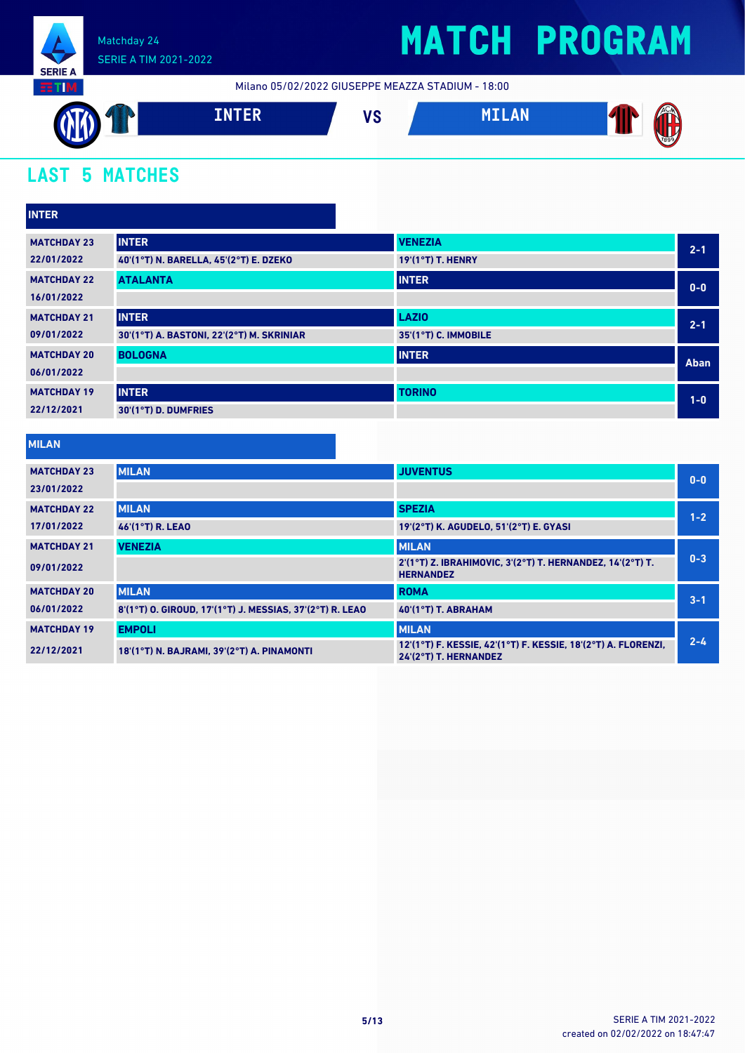Matchday 24
SERIE A TIM 2021-2022

# MATCH PROGRAM

Milano 05/02/2022 GIUSEPPE MEAZZA STADIUM - 18:00

**INTER** VS **MILAN**

## LAST 5 MATCHES

### INTER

| Matchday | Home | Away | Score |
|---|---|---|---|
| MATCHDAY 23<br>22/01/2022 | INTER<br>40'(1°T) N. BARELLA, 45'(2°T) E. DZEKO | VENEZIA<br>19'(1°T) T. HENRY | 2-1 |
| MATCHDAY 22<br>16/01/2022 | ATALANTA | INTER | 0-0 |
| MATCHDAY 21<br>09/01/2022 | INTER<br>30'(1°T) A. BASTONI, 22'(2°T) M. SKRINIAR | LAZIO<br>35'(1°T) C. IMMOBILE | 2-1 |
| MATCHDAY 20<br>06/01/2022 | BOLOGNA | INTER | Aban |
| MATCHDAY 19<br>22/12/2021 | INTER<br>30'(1°T) D. DUMFRIES | TORINO | 1-0 |

### MILAN

| Matchday | Home | Away | Score |
|---|---|---|---|
| MATCHDAY 23<br>23/01/2022 | MILAN | JUVENTUS | 0-0 |
| MATCHDAY 22<br>17/01/2022 | MILAN<br>46'(1°T) R. LEAO | SPEZIA<br>19'(2°T) K. AGUDELO, 51'(2°T) E. GYASI | 1-2 |
| MATCHDAY 21<br>09/01/2022 | VENEZIA | MILAN<br>2'(1°T) Z. IBRAHIMOVIC, 3'(2°T) T. HERNANDEZ, 14'(2°T) T. HERNANDEZ | 0-3 |
| MATCHDAY 20<br>06/01/2022 | MILAN<br>8'(1°T) O. GIROUD, 17'(1°T) J. MESSIAS, 37'(2°T) R. LEAO | ROMA<br>40'(1°T) T. ABRAHAM | 3-1 |
| MATCHDAY 19<br>22/12/2021 | EMPOLI<br>18'(1°T) N. BAJRAMI, 39'(2°T) A. PINAMONTI | MILAN<br>12'(1°T) F. KESSIE, 42'(1°T) F. KESSIE, 18'(2°T) A. FLORENZI, 24'(2°T) T. HERNANDEZ | 2-4 |

SERIE A TIM 2021-2022
created on 02/02/2022 on 18:47:47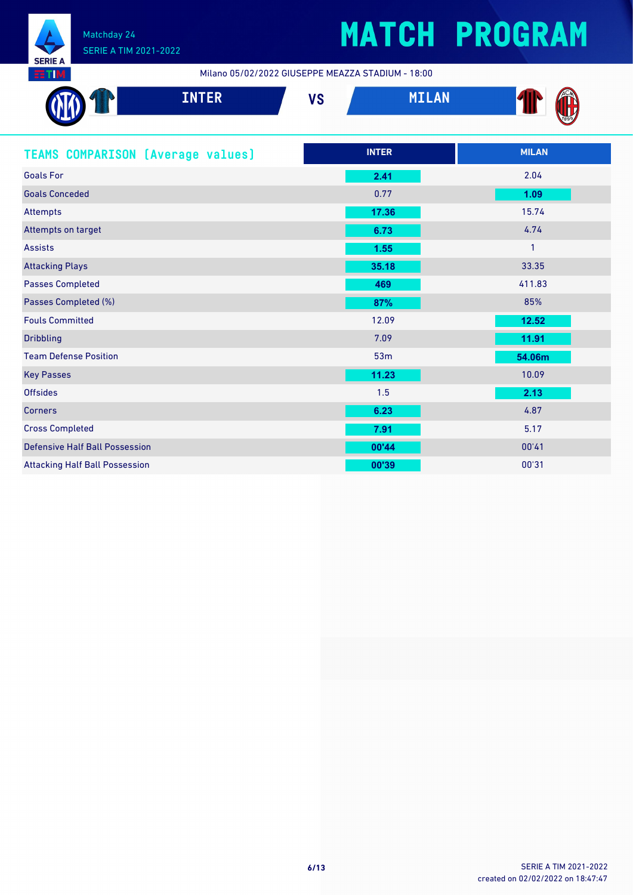Matchday 24
SERIE A TIM 2021-2022

# MATCH PROGRAM

Milano 05/02/2022 GIUSEPPE MEAZZA STADIUM - 18:00

## INTER VS MILAN

## TEAMS COMPARISON (Average values)

| | INTER | MILAN |
|---|---|---|
| Goals For | **2.41** | 2.04 |
| Goals Conceded | 0.77 | **1.09** |
| Attempts | **17.36** | 15.74 |
| Attempts on target | **6.73** | 4.74 |
| Assists | **1.55** | 1 |
| Attacking Plays | **35.18** | 33.35 |
| Passes Completed | **469** | 411.83 |
| Passes Completed (%) | **87%** | 85% |
| Fouls Committed | 12.09 | **12.52** |
| Dribbling | 7.09 | **11.91** |
| Team Defense Position | 53m | **54.06m** |
| Key Passes | **11.23** | 10.09 |
| Offsides | 1.5 | **2.13** |
| Corners | **6.23** | 4.87 |
| Cross Completed | **7.91** | 5.17 |
| Defensive Half Ball Possession | **00'44** | 00'41 |
| Attacking Half Ball Possession | **00'39** | 00'31 |

SERIE A TIM 2021-2022
created on 02/02/2022 on 18:47:47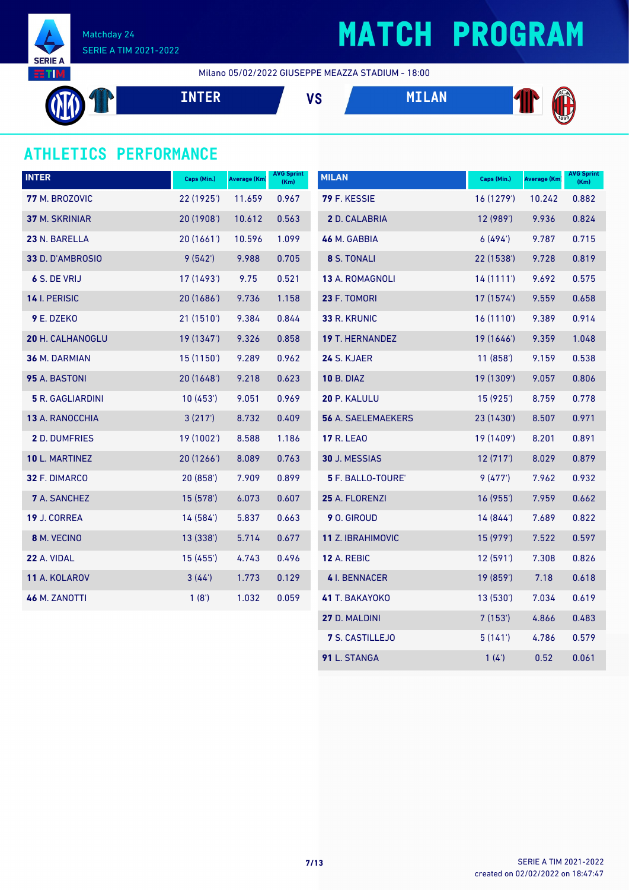# MATCH PROGRAM

Matchday 24
SERIE A TIM 2021-2022

Milano 05/02/2022 GIUSEPPE MEAZZA STADIUM - 18:00

**INTER** VS **MILAN**

## ATHLETICS PERFORMANCE

| INTER | Caps (Min.) | Average (Km) | AVG Sprint (Km) |
|---|---|---|---|
| **77** M. BROZOVIC | 22 (1925') | 11.659 | 0.967 |
| **37** M. SKRINIAR | 20 (1908') | 10.612 | 0.563 |
| **23** N. BARELLA | 20 (1661') | 10.596 | 1.099 |
| **33** D. D'AMBROSIO | 9 (542') | 9.988 | 0.705 |
| **6** S. DE VRIJ | 17 (1493') | 9.75 | 0.521 |
| **14** I. PERISIC | 20 (1686') | 9.736 | 1.158 |
| **9** E. DZEKO | 21 (1510') | 9.384 | 0.844 |
| **20** H. CALHANOGLU | 19 (1347') | 9.326 | 0.858 |
| **36** M. DARMIAN | 15 (1150') | 9.289 | 0.962 |
| **95** A. BASTONI | 20 (1648') | 9.218 | 0.623 |
| **5** R. GAGLIARDINI | 10 (453') | 9.051 | 0.969 |
| **13** A. RANOCCHIA | 3 (217') | 8.732 | 0.409 |
| **2** D. DUMFRIES | 19 (1002') | 8.588 | 1.186 |
| **10** L. MARTINEZ | 20 (1266') | 8.089 | 0.763 |
| **32** F. DIMARCO | 20 (858') | 7.909 | 0.899 |
| **7** A. SANCHEZ | 15 (578') | 6.073 | 0.607 |
| **19** J. CORREA | 14 (584') | 5.837 | 0.663 |
| **8** M. VECINO | 13 (338') | 5.714 | 0.677 |
| **22** A. VIDAL | 15 (455') | 4.743 | 0.496 |
| **11** A. KOLAROV | 3 (44') | 1.773 | 0.129 |
| **46** M. ZANOTTI | 1 (8') | 1.032 | 0.059 |

| MILAN | Caps (Min.) | Average (Km) | AVG Sprint (Km) |
|---|---|---|---|
| **79** F. KESSIE | 16 (1279') | 10.242 | 0.882 |
| **2** D. CALABRIA | 12 (989') | 9.936 | 0.824 |
| **46** M. GABBIA | 6 (494') | 9.787 | 0.715 |
| **8** S. TONALI | 22 (1538') | 9.728 | 0.819 |
| **13** A. ROMAGNOLI | 14 (1111') | 9.692 | 0.575 |
| **23** F. TOMORI | 17 (1574') | 9.559 | 0.658 |
| **33** R. KRUNIC | 16 (1110') | 9.389 | 0.914 |
| **19** T. HERNANDEZ | 19 (1646') | 9.359 | 1.048 |
| **24** S. KJAER | 11 (858') | 9.159 | 0.538 |
| **10** B. DIAZ | 19 (1309') | 9.057 | 0.806 |
| **20** P. KALULU | 15 (925') | 8.759 | 0.778 |
| **56** A. SAELEMAEKERS | 23 (1430') | 8.507 | 0.971 |
| **17** R. LEAO | 19 (1409') | 8.201 | 0.891 |
| **30** J. MESSIAS | 12 (717') | 8.029 | 0.879 |
| **5** F. BALLO-TOURE' | 9 (477') | 7.962 | 0.932 |
| **25** A. FLORENZI | 16 (955') | 7.959 | 0.662 |
| **9** O. GIROUD | 14 (844') | 7.689 | 0.822 |
| **11** Z. IBRAHIMOVIC | 15 (979') | 7.522 | 0.597 |
| **12** A. REBIC | 12 (591') | 7.308 | 0.826 |
| **4** I. BENNACER | 19 (859') | 7.18 | 0.618 |
| **41** T. BAKAYOKO | 13 (530') | 7.034 | 0.619 |
| **27** D. MALDINI | 7 (153') | 4.866 | 0.483 |
| **7** S. CASTILLEJO | 5 (141') | 4.786 | 0.579 |
| **91** L. STANGA | 1 (4') | 0.52 | 0.061 |

created on 02/02/2022 on 18:47:47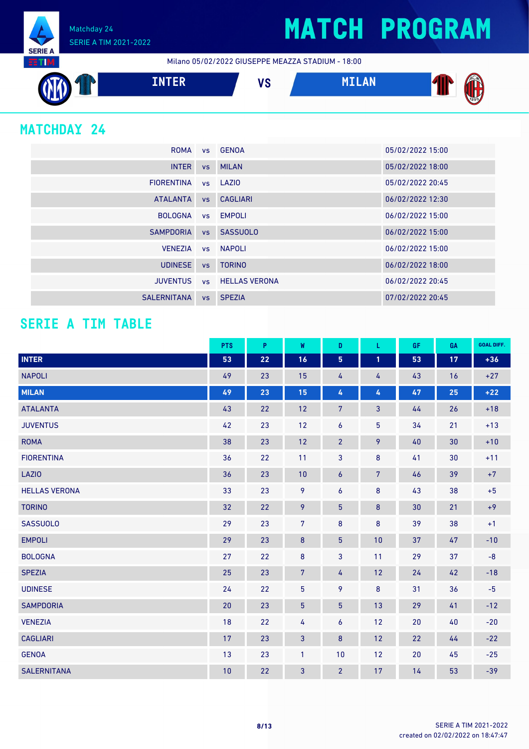Matchday 24
SERIE A TIM 2021-2022

# MATCH PROGRAM

Milano 05/02/2022 GIUSEPPE MEAZZA STADIUM - 18:00

**INTER** VS **MILAN**

## MATCHDAY 24

| | | | |
|---|---|---|---|
| ROMA | vs | GENOA | 05/02/2022 15:00 |
| INTER | vs | MILAN | 05/02/2022 18:00 |
| FIORENTINA | vs | LAZIO | 05/02/2022 20:45 |
| ATALANTA | vs | CAGLIARI | 06/02/2022 12:30 |
| BOLOGNA | vs | EMPOLI | 06/02/2022 15:00 |
| SAMPDORIA | vs | SASSUOLO | 06/02/2022 15:00 |
| VENEZIA | vs | NAPOLI | 06/02/2022 15:00 |
| UDINESE | vs | TORINO | 06/02/2022 18:00 |
| JUVENTUS | vs | HELLAS VERONA | 06/02/2022 20:45 |
| SALERNITANA | vs | SPEZIA | 07/02/2022 20:45 |

## SERIE A TIM TABLE

| | PTS | P | W | D | L | GF | GA | GOAL DIFF. |
|---|---|---|---|---|---|---|---|---|
| INTER | 53 | 22 | 16 | 5 | 1 | 53 | 17 | +36 |
| NAPOLI | 49 | 23 | 15 | 4 | 4 | 43 | 16 | +27 |
| MILAN | 49 | 23 | 15 | 4 | 4 | 47 | 25 | +22 |
| ATALANTA | 43 | 22 | 12 | 7 | 3 | 44 | 26 | +18 |
| JUVENTUS | 42 | 23 | 12 | 6 | 5 | 34 | 21 | +13 |
| ROMA | 38 | 23 | 12 | 2 | 9 | 40 | 30 | +10 |
| FIORENTINA | 36 | 22 | 11 | 3 | 8 | 41 | 30 | +11 |
| LAZIO | 36 | 23 | 10 | 6 | 7 | 46 | 39 | +7 |
| HELLAS VERONA | 33 | 23 | 9 | 6 | 8 | 43 | 38 | +5 |
| TORINO | 32 | 22 | 9 | 5 | 8 | 30 | 21 | +9 |
| SASSUOLO | 29 | 23 | 7 | 8 | 8 | 39 | 38 | +1 |
| EMPOLI | 29 | 23 | 8 | 5 | 10 | 37 | 47 | -10 |
| BOLOGNA | 27 | 22 | 8 | 3 | 11 | 29 | 37 | -8 |
| SPEZIA | 25 | 23 | 7 | 4 | 12 | 24 | 42 | -18 |
| UDINESE | 24 | 22 | 5 | 9 | 8 | 31 | 36 | -5 |
| SAMPDORIA | 20 | 23 | 5 | 5 | 13 | 29 | 41 | -12 |
| VENEZIA | 18 | 22 | 4 | 6 | 12 | 20 | 40 | -20 |
| CAGLIARI | 17 | 23 | 3 | 8 | 12 | 22 | 44 | -22 |
| GENOA | 13 | 23 | 1 | 10 | 12 | 20 | 45 | -25 |
| SALERNITANA | 10 | 22 | 3 | 2 | 17 | 14 | 53 | -39 |

created on 02/02/2022 on 18:47:47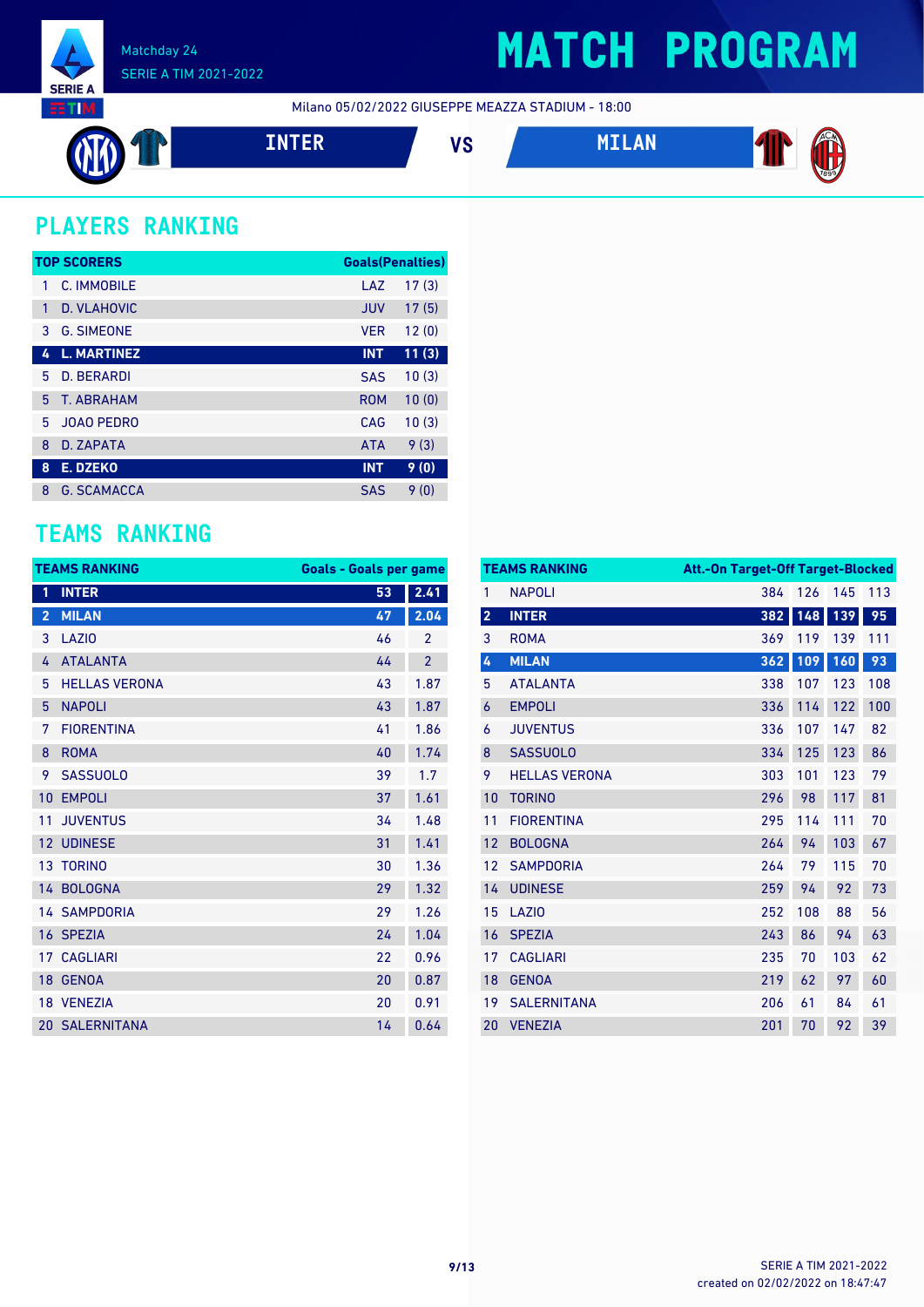Matchday 24
SERIE A TIM 2021-2022

# MATCH PROGRAM

Milano 05/02/2022 GIUSEPPE MEAZZA STADIUM - 18:00

**INTER** VS **MILAN**

## PLAYERS RANKING

| TOP SCORERS | | | Goals(Penalties) |
|---|---|---|---|
| 1 | C. IMMOBILE | LAZ | 17 (3) |
| 1 | D. VLAHOVIC | JUV | 17 (5) |
| 3 | G. SIMEONE | VER | 12 (0) |
| **4** | **L. MARTINEZ** | **INT** | **11 (3)** |
| 5 | D. BERARDI | SAS | 10 (3) |
| 5 | T. ABRAHAM | ROM | 10 (0) |
| 5 | JOAO PEDRO | CAG | 10 (3) |
| 8 | D. ZAPATA | ATA | 9 (3) |
| **8** | **E. DZEKO** | **INT** | **9 (0)** |
| 8 | G. SCAMACCA | SAS | 9 (0) |

## TEAMS RANKING

| TEAMS RANKING | | Goals | Goals per game |
|---|---|---|---|
| **1** | **INTER** | **53** | **2.41** |
| **2** | **MILAN** | **47** | **2.04** |
| 3 | LAZIO | 46 | 2 |
| 4 | ATALANTA | 44 | 2 |
| 5 | HELLAS VERONA | 43 | 1.87 |
| 5 | NAPOLI | 43 | 1.87 |
| 7 | FIORENTINA | 41 | 1.86 |
| 8 | ROMA | 40 | 1.74 |
| 9 | SASSUOLO | 39 | 1.7 |
| 10 | EMPOLI | 37 | 1.61 |
| 11 | JUVENTUS | 34 | 1.48 |
| 12 | UDINESE | 31 | 1.41 |
| 13 | TORINO | 30 | 1.36 |
| 14 | BOLOGNA | 29 | 1.32 |
| 14 | SAMPDORIA | 29 | 1.26 |
| 16 | SPEZIA | 24 | 1.04 |
| 17 | CAGLIARI | 22 | 0.96 |
| 18 | GENOA | 20 | 0.87 |
| 18 | VENEZIA | 20 | 0.91 |
| 20 | SALERNITANA | 14 | 0.64 |

| TEAMS RANKING | | Att. | On Target | Off Target | Blocked |
|---|---|---|---|---|---|
| 1 | NAPOLI | 384 | 126 | 145 | 113 |
| **2** | **INTER** | **382** | **148** | **139** | **95** |
| 3 | ROMA | 369 | 119 | 139 | 111 |
| **4** | **MILAN** | **362** | **109** | **160** | **93** |
| 5 | ATALANTA | 338 | 107 | 123 | 108 |
| 6 | EMPOLI | 336 | 114 | 122 | 100 |
| 6 | JUVENTUS | 336 | 107 | 147 | 82 |
| 8 | SASSUOLO | 334 | 125 | 123 | 86 |
| 9 | HELLAS VERONA | 303 | 101 | 123 | 79 |
| 10 | TORINO | 296 | 98 | 117 | 81 |
| 11 | FIORENTINA | 295 | 114 | 111 | 70 |
| 12 | BOLOGNA | 264 | 94 | 103 | 67 |
| 12 | SAMPDORIA | 264 | 79 | 115 | 70 |
| 14 | UDINESE | 259 | 94 | 92 | 73 |
| 15 | LAZIO | 252 | 108 | 88 | 56 |
| 16 | SPEZIA | 243 | 86 | 94 | 63 |
| 17 | CAGLIARI | 235 | 70 | 103 | 62 |
| 18 | GENOA | 219 | 62 | 97 | 60 |
| 19 | SALERNITANA | 206 | 61 | 84 | 61 |
| 20 | VENEZIA | 201 | 70 | 92 | 39 |

SERIE A TIM 2021-2022
created on 02/02/2022 on 18:47:47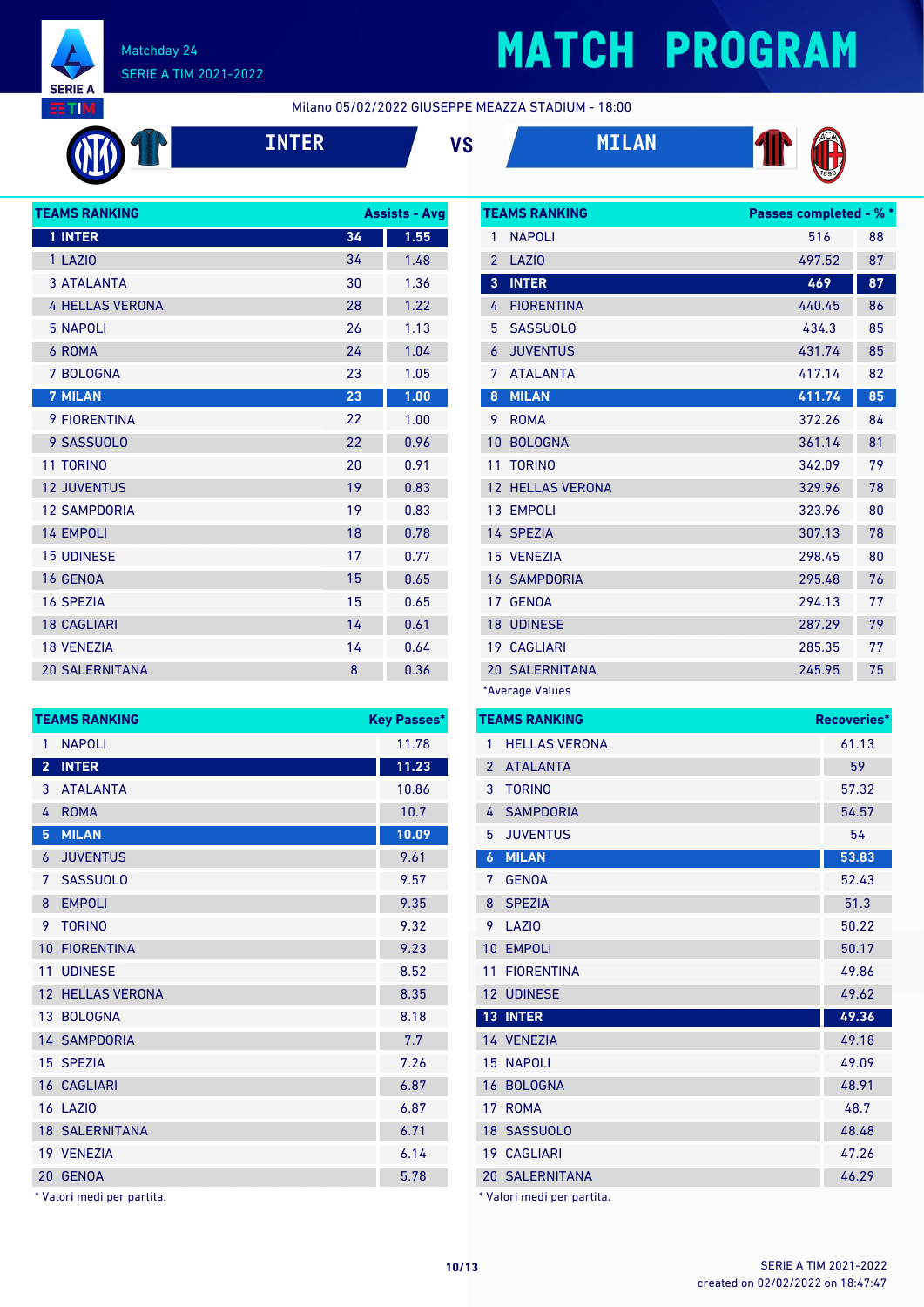# MATCH PROGRAM

Matchday 24
SERIE A TIM 2021-2022

Milano 05/02/2022 GIUSEPPE MEAZZA STADIUM - 18:00

**INTER** VS **MILAN**

| TEAMS RANKING | Assists | Avg |
|---|---|---|
| 1 INTER | 34 | 1.55 |
| 1 LAZIO | 34 | 1.48 |
| 3 ATALANTA | 30 | 1.36 |
| 4 HELLAS VERONA | 28 | 1.22 |
| 5 NAPOLI | 26 | 1.13 |
| 6 ROMA | 24 | 1.04 |
| 7 BOLOGNA | 23 | 1.05 |
| 7 MILAN | 23 | 1.00 |
| 9 FIORENTINA | 22 | 1.00 |
| 9 SASSUOLO | 22 | 0.96 |
| 11 TORINO | 20 | 0.91 |
| 12 JUVENTUS | 19 | 0.83 |
| 12 SAMPDORIA | 19 | 0.83 |
| 14 EMPOLI | 18 | 0.78 |
| 15 UDINESE | 17 | 0.77 |
| 16 GENOA | 15 | 0.65 |
| 16 SPEZIA | 15 | 0.65 |
| 18 CAGLIARI | 14 | 0.61 |
| 18 VENEZIA | 14 | 0.64 |
| 20 SALERNITANA | 8 | 0.36 |

| TEAMS RANKING | Passes completed* | %* |
|---|---|---|
| 1 NAPOLI | 516 | 88 |
| 2 LAZIO | 497.52 | 87 |
| 3 INTER | 469 | 87 |
| 4 FIORENTINA | 440.45 | 86 |
| 5 SASSUOLO | 434.3 | 85 |
| 6 JUVENTUS | 431.74 | 85 |
| 7 ATALANTA | 417.14 | 82 |
| 8 MILAN | 411.74 | 85 |
| 9 ROMA | 372.26 | 84 |
| 10 BOLOGNA | 361.14 | 81 |
| 11 TORINO | 342.09 | 79 |
| 12 HELLAS VERONA | 329.96 | 78 |
| 13 EMPOLI | 323.96 | 80 |
| 14 SPEZIA | 307.13 | 78 |
| 15 VENEZIA | 298.45 | 80 |
| 16 SAMPDORIA | 295.48 | 76 |
| 17 GENOA | 294.13 | 77 |
| 18 UDINESE | 287.29 | 79 |
| 19 CAGLIARI | 285.35 | 77 |
| 20 SALERNITANA | 245.95 | 75 |

*Average Values

| TEAMS RANKING | Key Passes* |
|---|---|
| 1 NAPOLI | 11.78 |
| 2 INTER | 11.23 |
| 3 ATALANTA | 10.86 |
| 4 ROMA | 10.7 |
| 5 MILAN | 10.09 |
| 6 JUVENTUS | 9.61 |
| 7 SASSUOLO | 9.57 |
| 8 EMPOLI | 9.35 |
| 9 TORINO | 9.32 |
| 10 FIORENTINA | 9.23 |
| 11 UDINESE | 8.52 |
| 12 HELLAS VERONA | 8.35 |
| 13 BOLOGNA | 8.18 |
| 14 SAMPDORIA | 7.7 |
| 15 SPEZIA | 7.26 |
| 16 CAGLIARI | 6.87 |
| 16 LAZIO | 6.87 |
| 18 SALERNITANA | 6.71 |
| 19 VENEZIA | 6.14 |
| 20 GENOA | 5.78 |

* Valori medi per partita.

| TEAMS RANKING | Recoveries* |
|---|---|
| 1 HELLAS VERONA | 61.13 |
| 2 ATALANTA | 59 |
| 3 TORINO | 57.32 |
| 4 SAMPDORIA | 54.57 |
| 5 JUVENTUS | 54 |
| 6 MILAN | 53.83 |
| 7 GENOA | 52.43 |
| 8 SPEZIA | 51.3 |
| 9 LAZIO | 50.22 |
| 10 EMPOLI | 50.17 |
| 11 FIORENTINA | 49.86 |
| 12 UDINESE | 49.62 |
| 13 INTER | 49.36 |
| 14 VENEZIA | 49.18 |
| 15 NAPOLI | 49.09 |
| 16 BOLOGNA | 48.91 |
| 17 ROMA | 48.7 |
| 18 SASSUOLO | 48.48 |
| 19 CAGLIARI | 47.26 |
| 20 SALERNITANA | 46.29 |

* Valori medi per partita.

SERIE A TIM 2021-2022
created on 02/02/2022 on 18:47:47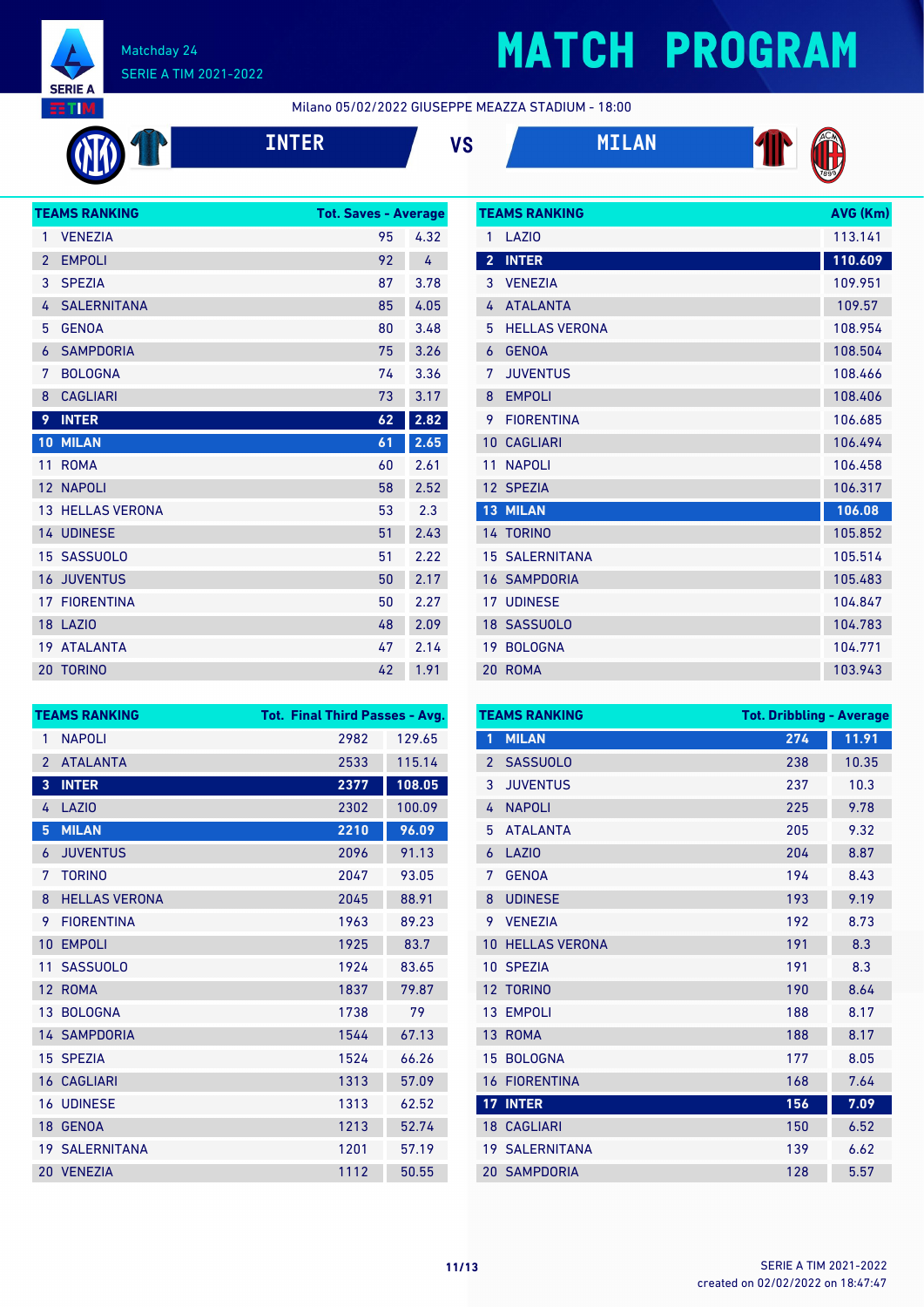Matchday 24
SERIE A TIM 2021-2022

# MATCH PROGRAM

Milano 05/02/2022 GIUSEPPE MEAZZA STADIUM - 18:00

**INTER** VS **MILAN**

| TEAMS RANKING | | Tot. Saves - Average | |
|---|---|---|---|
| 1 | VENEZIA | 95 | 4.32 |
| 2 | EMPOLI | 92 | 4 |
| 3 | SPEZIA | 87 | 3.78 |
| 4 | SALERNITANA | 85 | 4.05 |
| 5 | GENOA | 80 | 3.48 |
| 6 | SAMPDORIA | 75 | 3.26 |
| 7 | BOLOGNA | 74 | 3.36 |
| 8 | CAGLIARI | 73 | 3.17 |
| **9** | **INTER** | **62** | **2.82** |
| **10** | **MILAN** | **61** | **2.65** |
| 11 | ROMA | 60 | 2.61 |
| 12 | NAPOLI | 58 | 2.52 |
| 13 | HELLAS VERONA | 53 | 2.3 |
| 14 | UDINESE | 51 | 2.43 |
| 15 | SASSUOLO | 51 | 2.22 |
| 16 | JUVENTUS | 50 | 2.17 |
| 17 | FIORENTINA | 50 | 2.27 |
| 18 | LAZIO | 48 | 2.09 |
| 19 | ATALANTA | 47 | 2.14 |
| 20 | TORINO | 42 | 1.91 |

| TEAMS RANKING | | AVG (Km) |
|---|---|---|
| 1 | LAZIO | 113.141 |
| **2** | **INTER** | **110.609** |
| 3 | VENEZIA | 109.951 |
| 4 | ATALANTA | 109.57 |
| 5 | HELLAS VERONA | 108.954 |
| 6 | GENOA | 108.504 |
| 7 | JUVENTUS | 108.466 |
| 8 | EMPOLI | 108.406 |
| 9 | FIORENTINA | 106.685 |
| 10 | CAGLIARI | 106.494 |
| 11 | NAPOLI | 106.458 |
| 12 | SPEZIA | 106.317 |
| **13** | **MILAN** | **106.08** |
| 14 | TORINO | 105.852 |
| 15 | SALERNITANA | 105.514 |
| 16 | SAMPDORIA | 105.483 |
| 17 | UDINESE | 104.847 |
| 18 | SASSUOLO | 104.783 |
| 19 | BOLOGNA | 104.771 |
| 20 | ROMA | 103.943 |

| TEAMS RANKING | | Tot. Final Third Passes - Avg. | |
|---|---|---|---|
| 1 | NAPOLI | 2982 | 129.65 |
| 2 | ATALANTA | 2533 | 115.14 |
| **3** | **INTER** | **2377** | **108.05** |
| 4 | LAZIO | 2302 | 100.09 |
| **5** | **MILAN** | **2210** | **96.09** |
| 6 | JUVENTUS | 2096 | 91.13 |
| 7 | TORINO | 2047 | 93.05 |
| 8 | HELLAS VERONA | 2045 | 88.91 |
| 9 | FIORENTINA | 1963 | 89.23 |
| 10 | EMPOLI | 1925 | 83.7 |
| 11 | SASSUOLO | 1924 | 83.65 |
| 12 | ROMA | 1837 | 79.87 |
| 13 | BOLOGNA | 1738 | 79 |
| 14 | SAMPDORIA | 1544 | 67.13 |
| 15 | SPEZIA | 1524 | 66.26 |
| 16 | CAGLIARI | 1313 | 57.09 |
| 16 | UDINESE | 1313 | 62.52 |
| 18 | GENOA | 1213 | 52.74 |
| 19 | SALERNITANA | 1201 | 57.19 |
| 20 | VENEZIA | 1112 | 50.55 |

| TEAMS RANKING | | Tot. Dribbling - Average | |
|---|---|---|---|
| **1** | **MILAN** | **274** | **11.91** |
| 2 | SASSUOLO | 238 | 10.35 |
| 3 | JUVENTUS | 237 | 10.3 |
| 4 | NAPOLI | 225 | 9.78 |
| 5 | ATALANTA | 205 | 9.32 |
| 6 | LAZIO | 204 | 8.87 |
| 7 | GENOA | 194 | 8.43 |
| 8 | UDINESE | 193 | 9.19 |
| 9 | VENEZIA | 192 | 8.73 |
| 10 | HELLAS VERONA | 191 | 8.3 |
| 10 | SPEZIA | 191 | 8.3 |
| 12 | TORINO | 190 | 8.64 |
| 13 | EMPOLI | 188 | 8.17 |
| 13 | ROMA | 188 | 8.17 |
| 15 | BOLOGNA | 177 | 8.05 |
| 16 | FIORENTINA | 168 | 7.64 |
| **17** | **INTER** | **156** | **7.09** |
| 18 | CAGLIARI | 150 | 6.52 |
| 19 | SALERNITANA | 139 | 6.62 |
| 20 | SAMPDORIA | 128 | 5.57 |

SERIE A TIM 2021-2022
created on 02/02/2022 on 18:47:47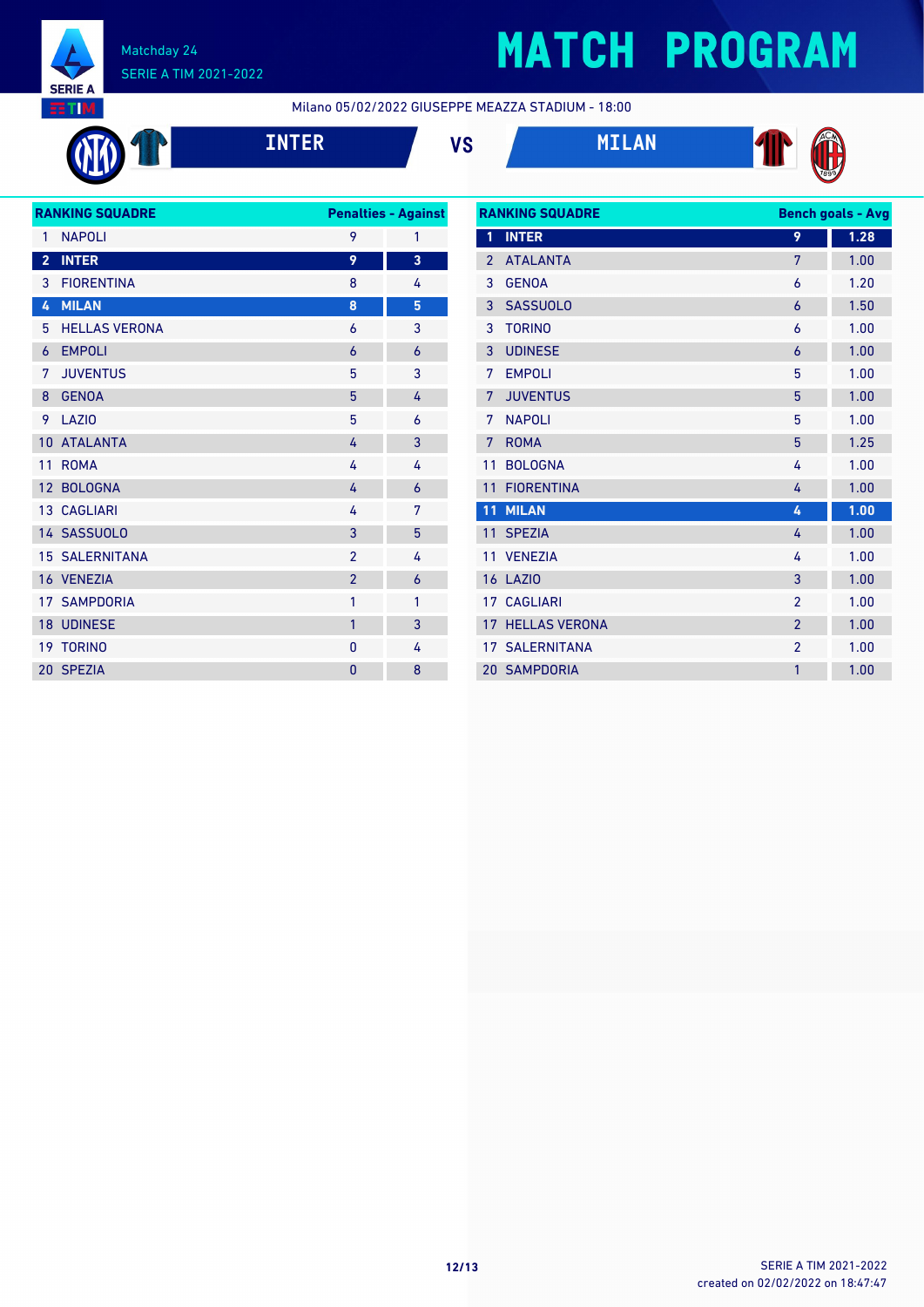# MATCH PROGRAM

Matchday 24
SERIE A TIM 2021-2022

Milano 05/02/2022 GIUSEPPE MEAZZA STADIUM - 18:00

**INTER** VS **MILAN**

| RANKING SQUADRE | | Penalties | Against |
|---|---|---|---|
| 1 | NAPOLI | 9 | 1 |
| 2 | INTER | 9 | 3 |
| 3 | FIORENTINA | 8 | 4 |
| 4 | MILAN | 8 | 5 |
| 5 | HELLAS VERONA | 6 | 3 |
| 6 | EMPOLI | 6 | 6 |
| 7 | JUVENTUS | 5 | 3 |
| 8 | GENOA | 5 | 4 |
| 9 | LAZIO | 5 | 6 |
| 10 | ATALANTA | 4 | 3 |
| 11 | ROMA | 4 | 4 |
| 12 | BOLOGNA | 4 | 6 |
| 13 | CAGLIARI | 4 | 7 |
| 14 | SASSUOLO | 3 | 5 |
| 15 | SALERNITANA | 2 | 4 |
| 16 | VENEZIA | 2 | 6 |
| 17 | SAMPDORIA | 1 | 1 |
| 18 | UDINESE | 1 | 3 |
| 19 | TORINO | 0 | 4 |
| 20 | SPEZIA | 0 | 8 |

| RANKING SQUADRE | | Bench goals | Avg |
|---|---|---|---|
| 1 | INTER | 9 | 1.28 |
| 2 | ATALANTA | 7 | 1.00 |
| 3 | GENOA | 6 | 1.20 |
| 3 | SASSUOLO | 6 | 1.50 |
| 3 | TORINO | 6 | 1.00 |
| 3 | UDINESE | 6 | 1.00 |
| 7 | EMPOLI | 5 | 1.00 |
| 7 | JUVENTUS | 5 | 1.00 |
| 7 | NAPOLI | 5 | 1.00 |
| 7 | ROMA | 5 | 1.25 |
| 11 | BOLOGNA | 4 | 1.00 |
| 11 | FIORENTINA | 4 | 1.00 |
| 11 | MILAN | 4 | 1.00 |
| 11 | SPEZIA | 4 | 1.00 |
| 11 | VENEZIA | 4 | 1.00 |
| 16 | LAZIO | 3 | 1.00 |
| 17 | CAGLIARI | 2 | 1.00 |
| 17 | HELLAS VERONA | 2 | 1.00 |
| 17 | SALERNITANA | 2 | 1.00 |
| 20 | SAMPDORIA | 1 | 1.00 |

SERIE A TIM 2021-2022
created on 02/02/2022 on 18:47:47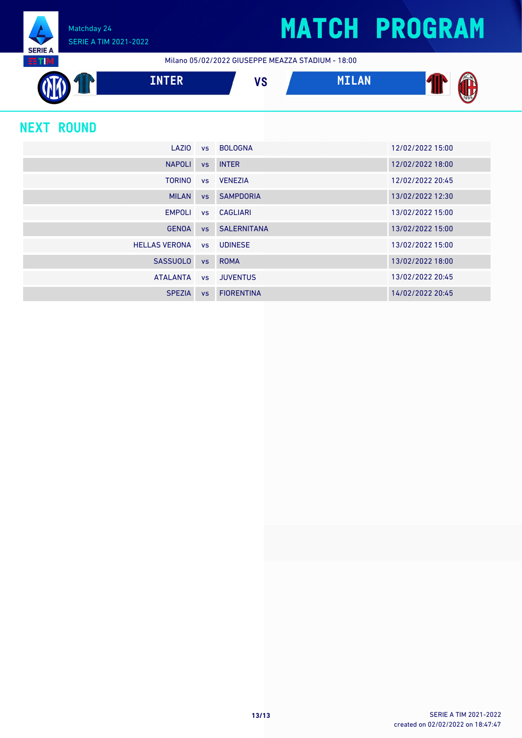Matchday 24
SERIE A TIM 2021-2022

# MATCH PROGRAM

Milano 05/02/2022 GIUSEPPE MEAZZA STADIUM - 18:00

INTER VS MILAN

## NEXT ROUND

| | | | |
|---|---|---|---|
| LAZIO | vs | BOLOGNA | 12/02/2022 15:00 |
| NAPOLI | vs | INTER | 12/02/2022 18:00 |
| TORINO | vs | VENEZIA | 12/02/2022 20:45 |
| MILAN | vs | SAMPDORIA | 13/02/2022 12:30 |
| EMPOLI | vs | CAGLIARI | 13/02/2022 15:00 |
| GENOA | vs | SALERNITANA | 13/02/2022 15:00 |
| HELLAS VERONA | vs | UDINESE | 13/02/2022 15:00 |
| SASSUOLO | vs | ROMA | 13/02/2022 18:00 |
| ATALANTA | vs | JUVENTUS | 13/02/2022 20:45 |
| SPEZIA | vs | FIORENTINA | 14/02/2022 20:45 |

SERIE A TIM 2021-2022
created on 02/02/2022 on 18:47:47